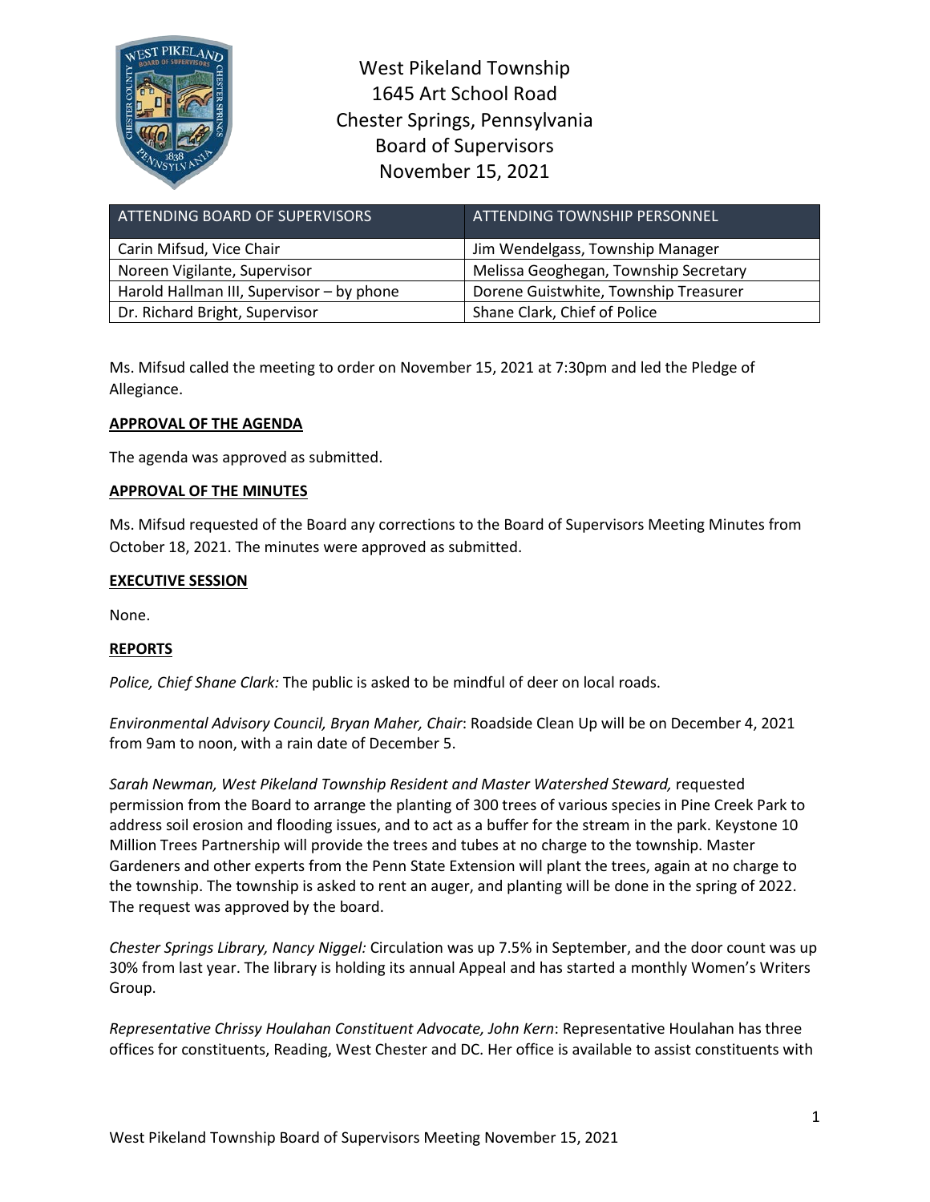# West Pikeland Township
## 1645 Art School Road
## Chester Springs, Pennsylvania
## Board of Supervisors
## November 15, 2021

| ATTENDING BOARD OF SUPERVISORS | ATTENDING TOWNSHIP PERSONNEL |
|---|---|
| Carin Mifsud, Vice Chair | Jim Wendelgass, Township Manager |
| Noreen Vigilante, Supervisor | Melissa Geoghegan, Township Secretary |
| Harold Hallman III, Supervisor – by phone | Dorene Guistwhite, Township Treasurer |
| Dr. Richard Bright, Supervisor | Shane Clark, Chief of Police |

Ms. Mifsud called the meeting to order on November 15, 2021 at 7:30pm and led the Pledge of Allegiance.

**APPROVAL OF THE AGENDA**

The agenda was approved as submitted.

**APPROVAL OF THE MINUTES**

Ms. Mifsud requested of the Board any corrections to the Board of Supervisors Meeting Minutes from October 18, 2021. The minutes were approved as submitted.

**EXECUTIVE SESSION**

None.

**REPORTS**

*Police, Chief Shane Clark:* The public is asked to be mindful of deer on local roads.

*Environmental Advisory Council, Bryan Maher, Chair*: Roadside Clean Up will be on December 4, 2021 from 9am to noon, with a rain date of December 5.

*Sarah Newman, West Pikeland Township Resident and Master Watershed Steward,* requested permission from the Board to arrange the planting of 300 trees of various species in Pine Creek Park to address soil erosion and flooding issues, and to act as a buffer for the stream in the park. Keystone 10 Million Trees Partnership will provide the trees and tubes at no charge to the township. Master Gardeners and other experts from the Penn State Extension will plant the trees, again at no charge to the township. The township is asked to rent an auger, and planting will be done in the spring of 2022. The request was approved by the board.

*Chester Springs Library, Nancy Niggel:* Circulation was up 7.5% in September, and the door count was up 30% from last year. The library is holding its annual Appeal and has started a monthly Women's Writers Group.

*Representative Chrissy Houlahan Constituent Advocate, John Kern*: Representative Houlahan has three offices for constituents, Reading, West Chester and DC. Her office is available to assist constituents with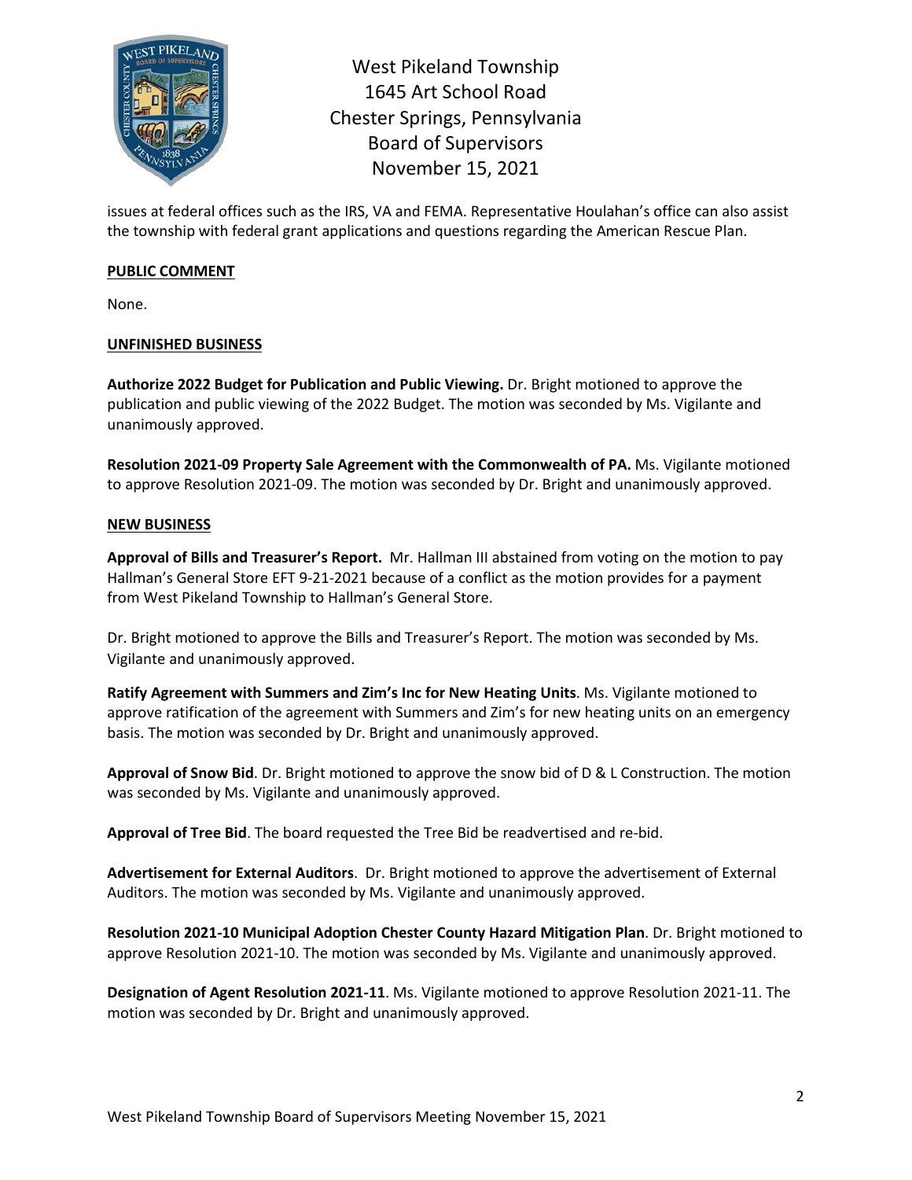issues at federal offices such as the IRS, VA and FEMA. Representative Houlahan's office can also assist the township with federal grant applications and questions regarding the American Rescue Plan.

## PUBLIC COMMENT

None.

## UNFINISHED BUSINESS

**Authorize 2022 Budget for Publication and Public Viewing.** Dr. Bright motioned to approve the publication and public viewing of the 2022 Budget. The motion was seconded by Ms. Vigilante and unanimously approved.

**Resolution 2021-09 Property Sale Agreement with the Commonwealth of PA.** Ms. Vigilante motioned to approve Resolution 2021-09. The motion was seconded by Dr. Bright and unanimously approved.

## NEW BUSINESS

**Approval of Bills and Treasurer's Report.** Mr. Hallman III abstained from voting on the motion to pay Hallman's General Store EFT 9-21-2021 because of a conflict as the motion provides for a payment from West Pikeland Township to Hallman's General Store.

Dr. Bright motioned to approve the Bills and Treasurer's Report. The motion was seconded by Ms. Vigilante and unanimously approved.

**Ratify Agreement with Summers and Zim's Inc for New Heating Units**. Ms. Vigilante motioned to approve ratification of the agreement with Summers and Zim's for new heating units on an emergency basis. The motion was seconded by Dr. Bright and unanimously approved.

**Approval of Snow Bid**. Dr. Bright motioned to approve the snow bid of D & L Construction. The motion was seconded by Ms. Vigilante and unanimously approved.

**Approval of Tree Bid**. The board requested the Tree Bid be readvertised and re-bid.

**Advertisement for External Auditors**. Dr. Bright motioned to approve the advertisement of External Auditors. The motion was seconded by Ms. Vigilante and unanimously approved.

**Resolution 2021-10 Municipal Adoption Chester County Hazard Mitigation Plan**. Dr. Bright motioned to approve Resolution 2021-10. The motion was seconded by Ms. Vigilante and unanimously approved.

**Designation of Agent Resolution 2021-11**. Ms. Vigilante motioned to approve Resolution 2021-11. The motion was seconded by Dr. Bright and unanimously approved.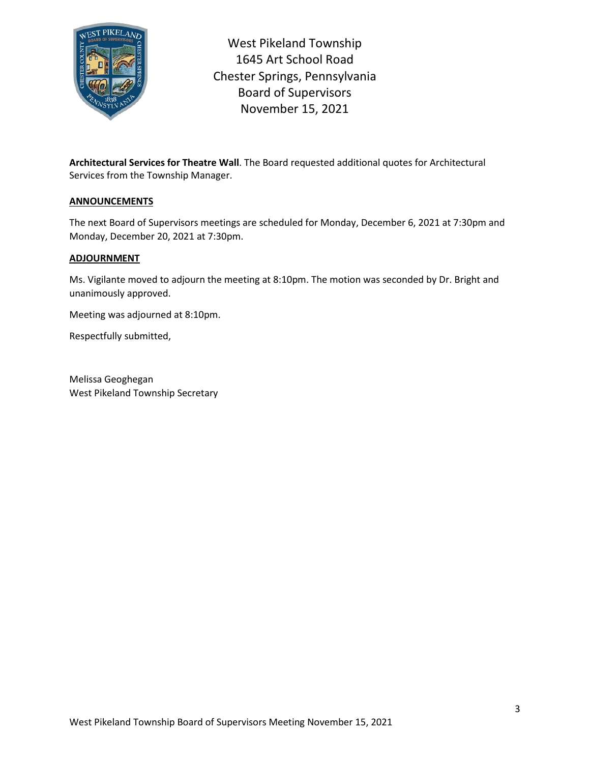**Architectural Services for Theatre Wall**. The Board requested additional quotes for Architectural Services from the Township Manager.

## ANNOUNCEMENTS

The next Board of Supervisors meetings are scheduled for Monday, December 6, 2021 at 7:30pm and Monday, December 20, 2021 at 7:30pm.

## ADJOURNMENT

Ms. Vigilante moved to adjourn the meeting at 8:10pm. The motion was seconded by Dr. Bright and unanimously approved.

Meeting was adjourned at 8:10pm.

Respectfully submitted,

Melissa Geoghegan
West Pikeland Township Secretary